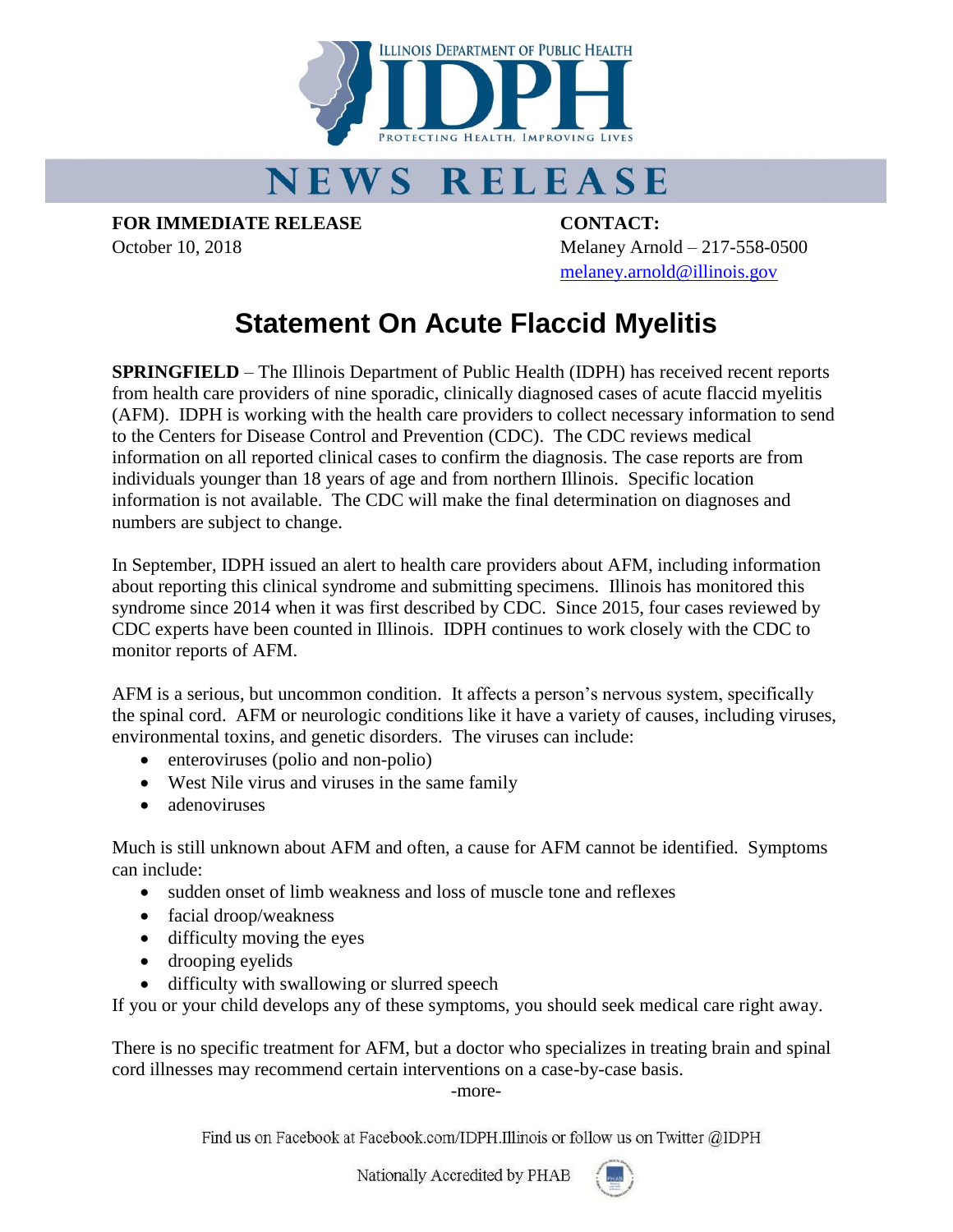ILLINOIS DEPARTMENT OF PUBLIC HEALTH

IDPH

PROTECTING HEALTH, IMPROVING LIVES

# NEWS RELEASE

**FOR IMMEDIATE RELEASE**
October 10, 2018

**CONTACT:**
Melaney Arnold – 217-558-0500
melaney.arnold@illinois.gov

# Statement On Acute Flaccid Myelitis

**SPRINGFIELD** – The Illinois Department of Public Health (IDPH) has received recent reports from health care providers of nine sporadic, clinically diagnosed cases of acute flaccid myelitis (AFM). IDPH is working with the health care providers to collect necessary information to send to the Centers for Disease Control and Prevention (CDC). The CDC reviews medical information on all reported clinical cases to confirm the diagnosis. The case reports are from individuals younger than 18 years of age and from northern Illinois. Specific location information is not available. The CDC will make the final determination on diagnoses and numbers are subject to change.

In September, IDPH issued an alert to health care providers about AFM, including information about reporting this clinical syndrome and submitting specimens. Illinois has monitored this syndrome since 2014 when it was first described by CDC. Since 2015, four cases reviewed by CDC experts have been counted in Illinois. IDPH continues to work closely with the CDC to monitor reports of AFM.

AFM is a serious, but uncommon condition. It affects a person's nervous system, specifically the spinal cord. AFM or neurologic conditions like it have a variety of causes, including viruses, environmental toxins, and genetic disorders. The viruses can include:

- enteroviruses (polio and non-polio)
- West Nile virus and viruses in the same family
- adenoviruses

Much is still unknown about AFM and often, a cause for AFM cannot be identified. Symptoms can include:

- sudden onset of limb weakness and loss of muscle tone and reflexes
- facial droop/weakness
- difficulty moving the eyes
- drooping eyelids
- difficulty with swallowing or slurred speech

If you or your child develops any of these symptoms, you should seek medical care right away.

There is no specific treatment for AFM, but a doctor who specializes in treating brain and spinal cord illnesses may recommend certain interventions on a case-by-case basis.

-more-

Find us on Facebook at Facebook.com/IDPH.Illinois or follow us on Twitter @IDPH

Nationally Accredited by PHAB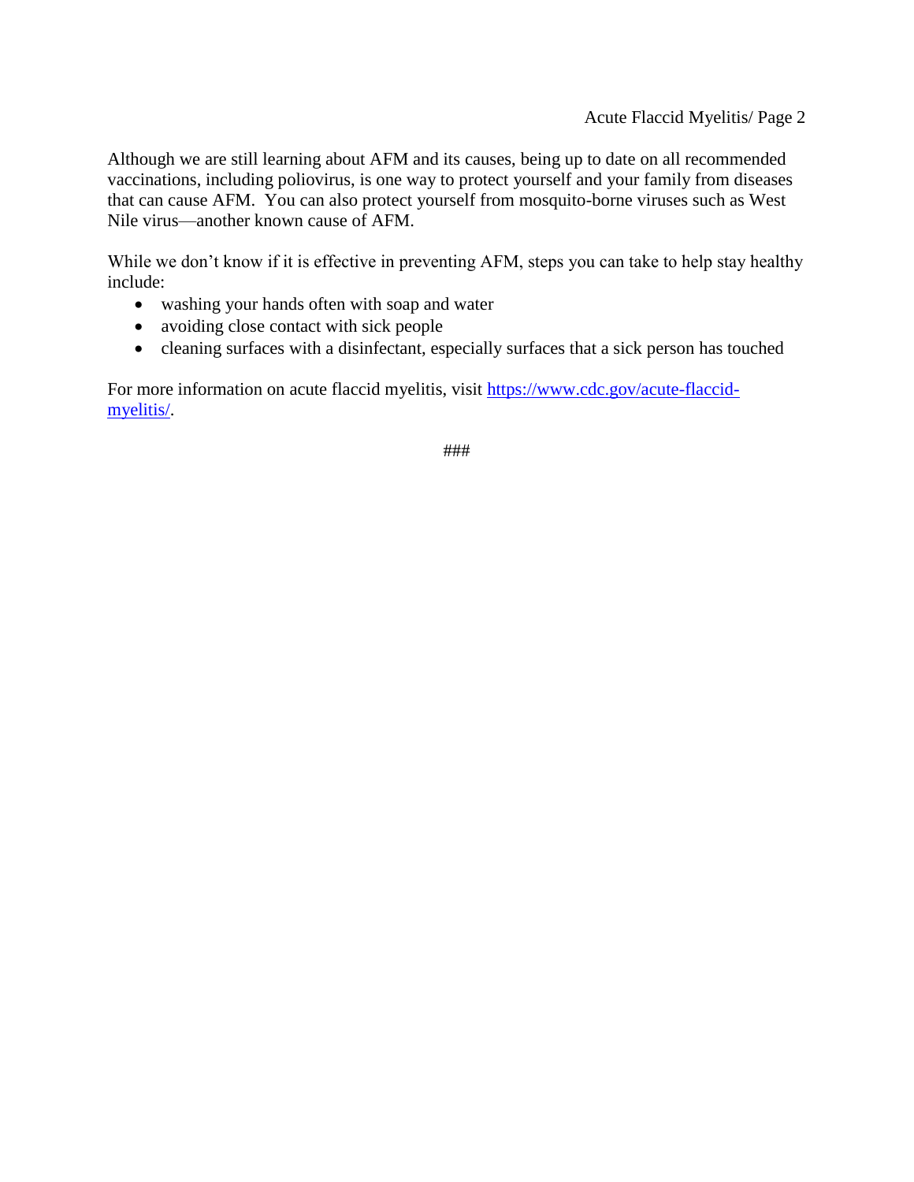Although we are still learning about AFM and its causes, being up to date on all recommended vaccinations, including poliovirus, is one way to protect yourself and your family from diseases that can cause AFM. You can also protect yourself from mosquito-borne viruses such as West Nile virus—another known cause of AFM.

While we don't know if it is effective in preventing AFM, steps you can take to help stay healthy include:

- washing your hands often with soap and water
- avoiding close contact with sick people
- cleaning surfaces with a disinfectant, especially surfaces that a sick person has touched

For more information on acute flaccid myelitis, visit [https://www.cdc.gov/acute-flaccid-myelitis/](https://www.cdc.gov/acute-flaccid-myelitis/).

###